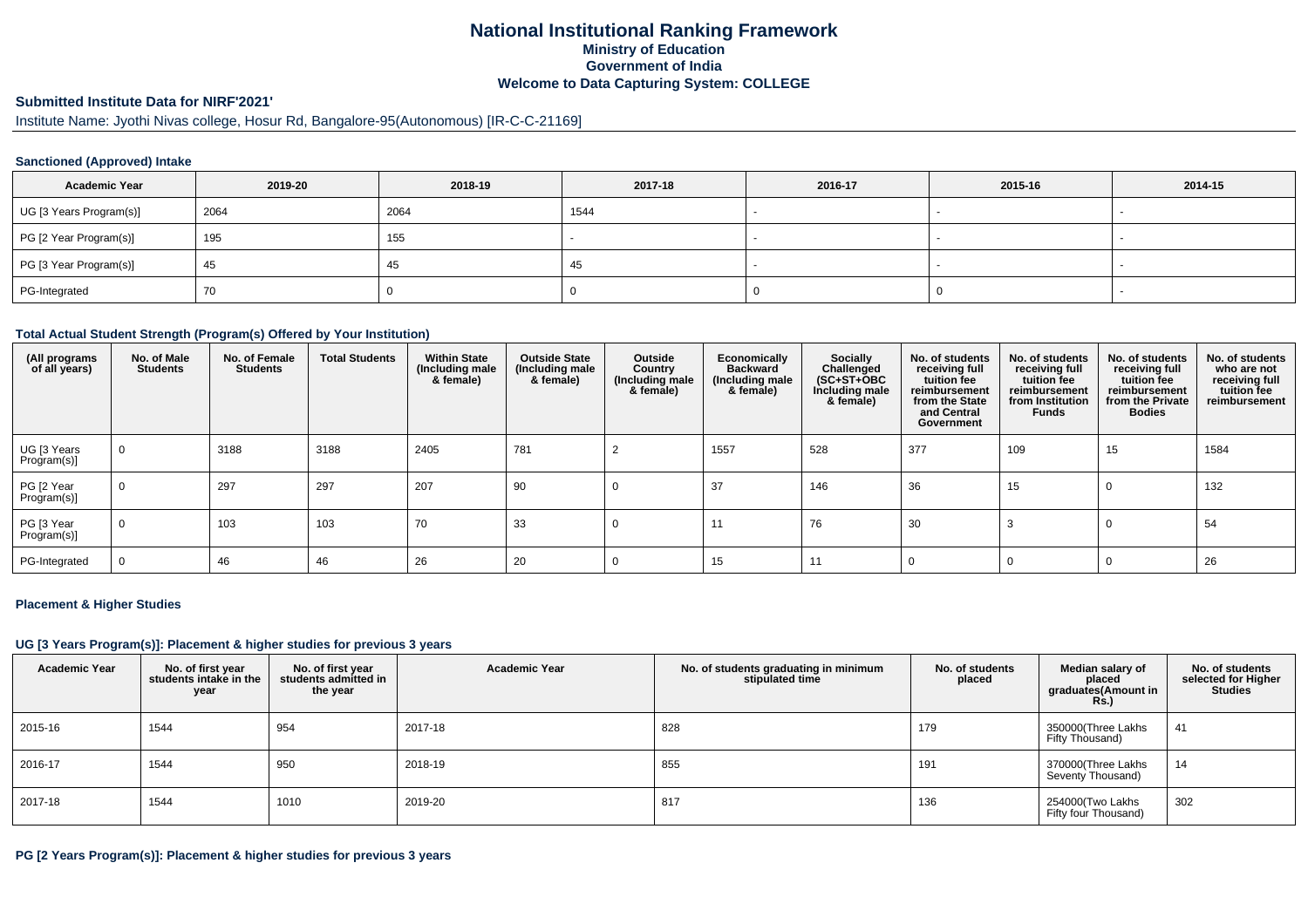# National Institutional Ranking Framework

**Ministry of Education**

**Government of India**

**Welcome to Data Capturing System: COLLEGE**

**Submitted Institute Data for NIRF'2021'**

Institute Name: Jyothi Nivas college, Hosur Rd, Bangalore-95(Autonomous) [IR-C-C-21169]

### Sanctioned (Approved) Intake

| Academic Year | 2019-20 | 2018-19 | 2017-18 | 2016-17 | 2015-16 | 2014-15 |
|---|---|---|---|---|---|---|
| UG [3 Years Program(s)] | 2064 | 2064 | 1544 | - | - | - |
| PG [2 Year Program(s)] | 195 | 155 | - | - | - | - |
| PG [3 Year Program(s)] | 45 | 45 | 45 | - | - | - |
| PG-Integrated | 70 | 0 | 0 | 0 | 0 | - |

### Total Actual Student Strength (Program(s) Offered by Your Institution)

| (All programs of all years) | No. of Male Students | No. of Female Students | Total Students | Within State (Including male & female) | Outside State (Including male & female) | Outside Country (Including male & female) | Economically Backward (Including male & female) | Socially Challenged (SC+ST+OBC Including male & female) | No. of students receiving full tuition fee reimbursement from the State and Central Government | No. of students receiving full tuition fee reimbursement from Institution Funds | No. of students receiving full tuition fee reimbursement from the Private Bodies | No. of students who are not receiving full tuition fee reimbursement |
|---|---|---|---|---|---|---|---|---|---|---|---|---|
| UG [3 Years Program(s)] | 0 | 3188 | 3188 | 2405 | 781 | 2 | 1557 | 528 | 377 | 109 | 15 | 1584 |
| PG [2 Year Program(s)] | 0 | 297 | 297 | 207 | 90 | 0 | 37 | 146 | 36 | 15 | 0 | 132 |
| PG [3 Year Program(s)] | 0 | 103 | 103 | 70 | 33 | 0 | 11 | 76 | 30 | 3 | 0 | 54 |
| PG-Integrated | 0 | 46 | 46 | 26 | 20 | 0 | 15 | 11 | 0 | 0 | 0 | 26 |

### Placement & Higher Studies

### UG [3 Years Program(s)]: Placement & higher studies for previous 3 years

| Academic Year | No. of first year students intake in the year | No. of first year students admitted in the year | Academic Year | No. of students graduating in minimum stipulated time | No. of students placed | Median salary of placed graduates(Amount in Rs.) | No. of students selected for Higher Studies |
|---|---|---|---|---|---|---|---|
| 2015-16 | 1544 | 954 | 2017-18 | 828 | 179 | 350000(Three Lakhs Fifty Thousand) | 41 |
| 2016-17 | 1544 | 950 | 2018-19 | 855 | 191 | 370000(Three Lakhs Seventy Thousand) | 14 |
| 2017-18 | 1544 | 1010 | 2019-20 | 817 | 136 | 254000(Two Lakhs Fifty four Thousand) | 302 |

### PG [2 Years Program(s)]: Placement & higher studies for previous 3 years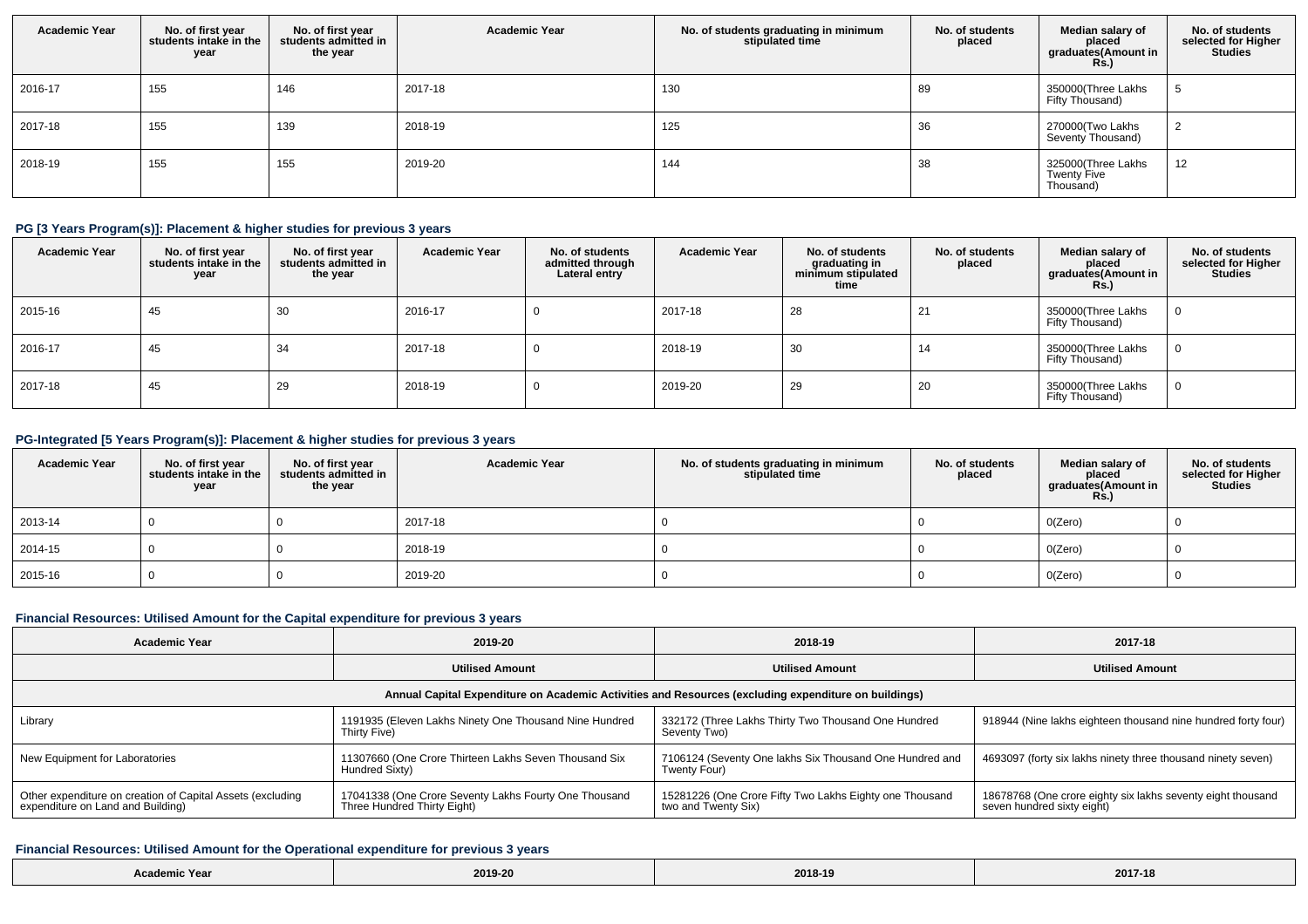| Academic Year | No. of first year students intake in the year | No. of first year students admitted in the year | Academic Year | No. of students graduating in minimum stipulated time | No. of students placed | Median salary of placed graduates(Amount in Rs.) | No. of students selected for Higher Studies |
|---|---|---|---|---|---|---|---|
| 2016-17 | 155 | 146 | 2017-18 | 130 | 89 | 350000(Three Lakhs Fifty Thousand) | 5 |
| 2017-18 | 155 | 139 | 2018-19 | 125 | 36 | 270000(Two Lakhs Seventy Thousand) | 2 |
| 2018-19 | 155 | 155 | 2019-20 | 144 | 38 | 325000(Three Lakhs Twenty Five Thousand) | 12 |

### PG [3 Years Program(s)]: Placement & higher studies for previous 3 years

| Academic Year | No. of first year students intake in the year | No. of first year students admitted in the year | Academic Year | No. of students admitted through Lateral entry | Academic Year | No. of students graduating in minimum stipulated time | No. of students placed | Median salary of placed graduates(Amount in Rs.) | No. of students selected for Higher Studies |
|---|---|---|---|---|---|---|---|---|---|
| 2015-16 | 45 | 30 | 2016-17 | 0 | 2017-18 | 28 | 21 | 350000(Three Lakhs Fifty Thousand) | 0 |
| 2016-17 | 45 | 34 | 2017-18 | 0 | 2018-19 | 30 | 14 | 350000(Three Lakhs Fifty Thousand) | 0 |
| 2017-18 | 45 | 29 | 2018-19 | 0 | 2019-20 | 29 | 20 | 350000(Three Lakhs Fifty Thousand) | 0 |

### PG-Integrated [5 Years Program(s)]: Placement & higher studies for previous 3 years

| Academic Year | No. of first year students intake in the year | No. of first year students admitted in the year | Academic Year | No. of students graduating in minimum stipulated time | No. of students placed | Median salary of placed graduates(Amount in Rs.) | No. of students selected for Higher Studies |
|---|---|---|---|---|---|---|---|
| 2013-14 | 0 | 0 | 2017-18 | 0 | 0 | 0(Zero) | 0 |
| 2014-15 | 0 | 0 | 2018-19 | 0 | 0 | 0(Zero) | 0 |
| 2015-16 | 0 | 0 | 2019-20 | 0 | 0 | 0(Zero) | 0 |

### Financial Resources: Utilised Amount for the Capital expenditure for previous 3 years

| Academic Year | 2019-20 | 2018-19 | 2017-18 |
|---|---|---|---|
| | Utilised Amount | Utilised Amount | Utilised Amount |
| Annual Capital Expenditure on Academic Activities and Resources (excluding expenditure on buildings) | | | |
| Library | 1191935 (Eleven Lakhs Ninety One Thousand Nine Hundred Thirty Five) | 332172 (Three Lakhs Thirty Two Thousand One Hundred Seventy Two) | 918944 (Nine lakhs eighteen thousand nine hundred forty four) |
| New Equipment for Laboratories | 11307660 (One Crore Thirteen Lakhs Seven Thousand Six Hundred Sixty) | 7106124 (Seventy One lakhs Six Thousand One Hundred and Twenty Four) | 4693097 (forty six lakhs ninety three thousand ninety seven) |
| Other expenditure on creation of Capital Assets (excluding expenditure on Land and Building) | 17041338 (One Crore Seventy Lakhs Fourty One Thousand Three Hundred Thirty Eight) | 15281226 (One Crore Fifty Two Lakhs Eighty one Thousand two and Twenty Six) | 18678768 (One crore eighty six lakhs seventy eight thousand seven hundred sixty eight) |

### Financial Resources: Utilised Amount for the Operational expenditure for previous 3 years

| Academic Year | 2019-20 | 2018-19 | 2017-18 |
|---|---|---|---|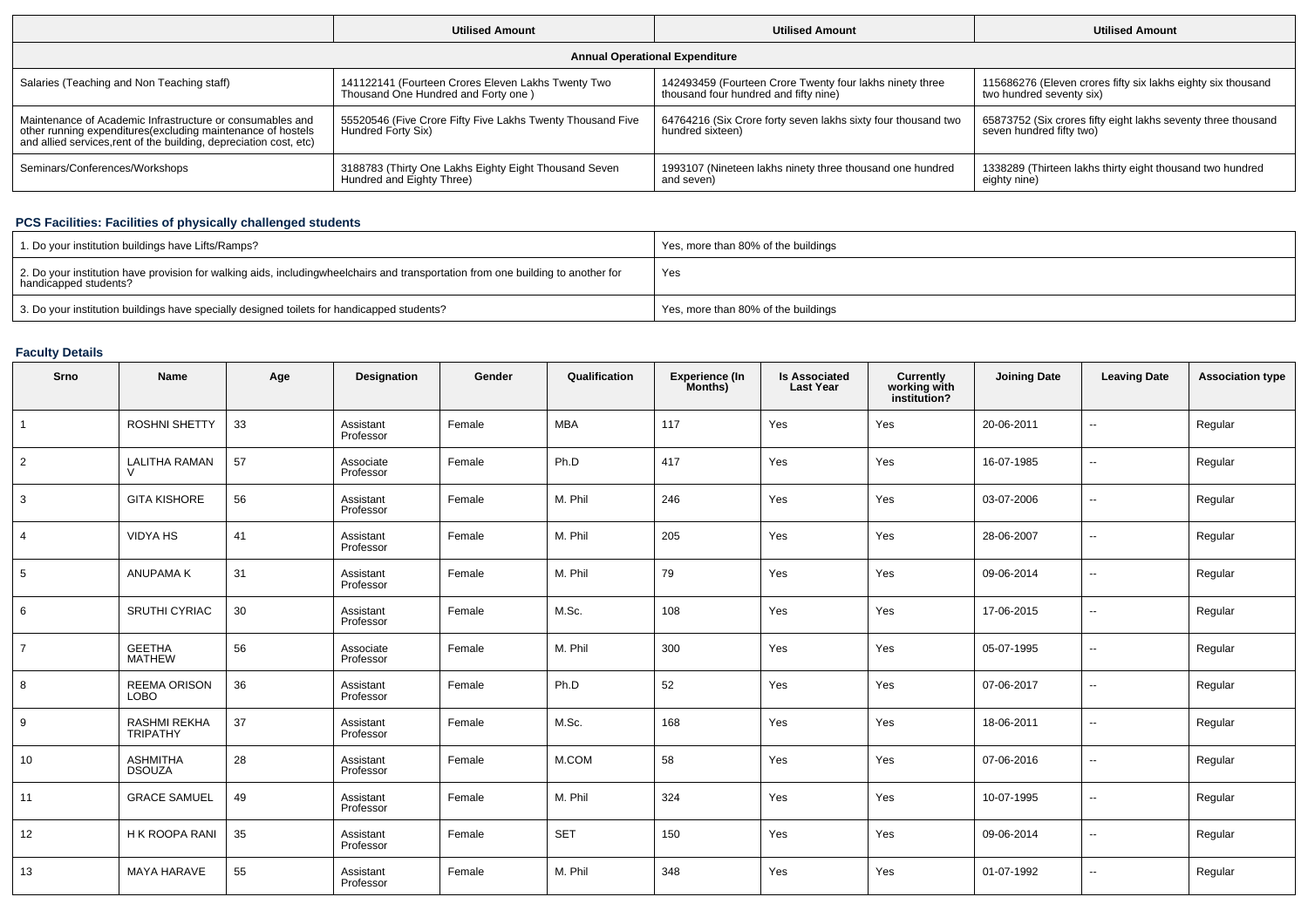| | Utilised Amount | Utilised Amount | Utilised Amount |
|---|---|---|---|
| **Annual Operational Expenditure** | | | |
| Salaries (Teaching and Non Teaching staff) | 141122141 (Fourteen Crores Eleven Lakhs Twenty Two Thousand One Hundred and Forty one ) | 142493459 (Fourteen Crore Twenty four lakhs ninety three thousand four hundred and fifty nine) | 115686276 (Eleven crores fifty six lakhs eighty six thousand two hundred seventy six) |
| Maintenance of Academic Infrastructure or consumables and other running expenditures(excluding maintenance of hostels and allied services,rent of the building, depreciation cost, etc) | 55520546 (Five Crore Fifty Five Lakhs Twenty Thousand Five Hundred Forty Six) | 64764216 (Six Crore forty seven lakhs sixty four thousand two hundred sixteen) | 65873752 (Six crores fifty eight lakhs seventy three thousand seven hundred fifty two) |
| Seminars/Conferences/Workshops | 3188783 (Thirty One Lakhs Eighty Eight Thousand Seven Hundred and Eighty Three) | 1993107 (Nineteen lakhs ninety three thousand one hundred and seven) | 1338289 (Thirteen lakhs thirty eight thousand two hundred eighty nine) |

## PCS Facilities: Facilities of physically challenged students

| | |
|---|---|
| 1. Do your institution buildings have Lifts/Ramps? | Yes, more than 80% of the buildings |
| 2. Do your institution have provision for walking aids, includingwheelchairs and transportation from one building to another for handicapped students? | Yes |
| 3. Do your institution buildings have specially designed toilets for handicapped students? | Yes, more than 80% of the buildings |

## Faculty Details

| Srno | Name | Age | Designation | Gender | Qualification | Experience (In Months) | Is Associated Last Year | Currently working with institution? | Joining Date | Leaving Date | Association type |
|---|---|---|---|---|---|---|---|---|---|---|---|
| 1 | ROSHNI SHETTY | 33 | Assistant Professor | Female | MBA | 117 | Yes | Yes | 20-06-2011 | -- | Regular |
| 2 | LALITHA RAMAN V | 57 | Associate Professor | Female | Ph.D | 417 | Yes | Yes | 16-07-1985 | -- | Regular |
| 3 | GITA KISHORE | 56 | Assistant Professor | Female | M. Phil | 246 | Yes | Yes | 03-07-2006 | -- | Regular |
| 4 | VIDYA HS | 41 | Assistant Professor | Female | M. Phil | 205 | Yes | Yes | 28-06-2007 | -- | Regular |
| 5 | ANUPAMA K | 31 | Assistant Professor | Female | M. Phil | 79 | Yes | Yes | 09-06-2014 | -- | Regular |
| 6 | SRUTHI CYRIAC | 30 | Assistant Professor | Female | M.Sc. | 108 | Yes | Yes | 17-06-2015 | -- | Regular |
| 7 | GEETHA MATHEW | 56 | Associate Professor | Female | M. Phil | 300 | Yes | Yes | 05-07-1995 | -- | Regular |
| 8 | REEMA ORISON LOBO | 36 | Assistant Professor | Female | Ph.D | 52 | Yes | Yes | 07-06-2017 | -- | Regular |
| 9 | RASHMI REKHA TRIPATHY | 37 | Assistant Professor | Female | M.Sc. | 168 | Yes | Yes | 18-06-2011 | -- | Regular |
| 10 | ASHMITHA DSOUZA | 28 | Assistant Professor | Female | M.COM | 58 | Yes | Yes | 07-06-2016 | -- | Regular |
| 11 | GRACE SAMUEL | 49 | Assistant Professor | Female | M. Phil | 324 | Yes | Yes | 10-07-1995 | -- | Regular |
| 12 | H K ROOPA RANI | 35 | Assistant Professor | Female | SET | 150 | Yes | Yes | 09-06-2014 | -- | Regular |
| 13 | MAYA HARAVE | 55 | Assistant Professor | Female | M. Phil | 348 | Yes | Yes | 01-07-1992 | -- | Regular |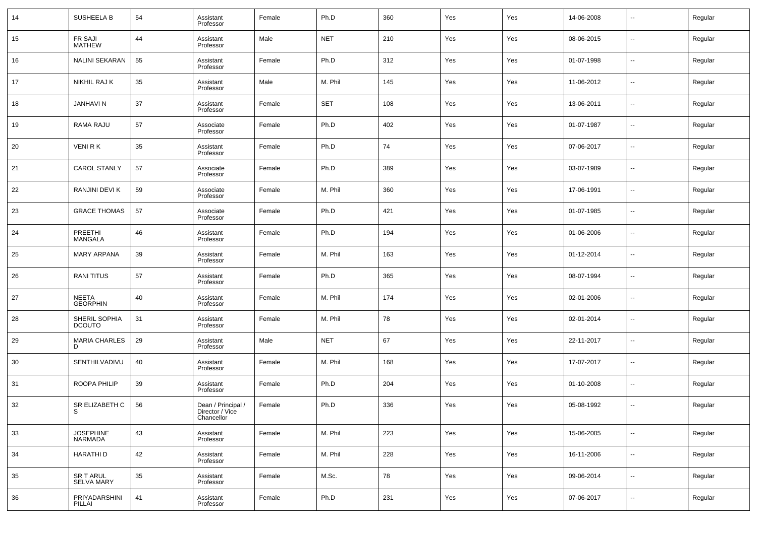| | | | | | | | | | | | |
|---|---|---|---|---|---|---|---|---|---|---|---|
| 14 | SUSHEELA B | 54 | Assistant Professor | Female | Ph.D | 360 | Yes | Yes | 14-06-2008 | -- | Regular |
| 15 | FR SAJI MATHEW | 44 | Assistant Professor | Male | NET | 210 | Yes | Yes | 08-06-2015 | -- | Regular |
| 16 | NALINI SEKARAN | 55 | Assistant Professor | Female | Ph.D | 312 | Yes | Yes | 01-07-1998 | -- | Regular |
| 17 | NIKHIL RAJ K | 35 | Assistant Professor | Male | M. Phil | 145 | Yes | Yes | 11-06-2012 | -- | Regular |
| 18 | JANHAVI N | 37 | Assistant Professor | Female | SET | 108 | Yes | Yes | 13-06-2011 | -- | Regular |
| 19 | RAMA RAJU | 57 | Associate Professor | Female | Ph.D | 402 | Yes | Yes | 01-07-1987 | -- | Regular |
| 20 | VENI R K | 35 | Assistant Professor | Female | Ph.D | 74 | Yes | Yes | 07-06-2017 | -- | Regular |
| 21 | CAROL STANLY | 57 | Associate Professor | Female | Ph.D | 389 | Yes | Yes | 03-07-1989 | -- | Regular |
| 22 | RANJINI DEVI K | 59 | Associate Professor | Female | M. Phil | 360 | Yes | Yes | 17-06-1991 | -- | Regular |
| 23 | GRACE THOMAS | 57 | Associate Professor | Female | Ph.D | 421 | Yes | Yes | 01-07-1985 | -- | Regular |
| 24 | PREETHI MANGALA | 46 | Assistant Professor | Female | Ph.D | 194 | Yes | Yes | 01-06-2006 | -- | Regular |
| 25 | MARY ARPANA | 39 | Assistant Professor | Female | M. Phil | 163 | Yes | Yes | 01-12-2014 | -- | Regular |
| 26 | RANI TITUS | 57 | Assistant Professor | Female | Ph.D | 365 | Yes | Yes | 08-07-1994 | -- | Regular |
| 27 | NEETA GEORPHIN | 40 | Assistant Professor | Female | M. Phil | 174 | Yes | Yes | 02-01-2006 | -- | Regular |
| 28 | SHERIL SOPHIA DCOUTO | 31 | Assistant Professor | Female | M. Phil | 78 | Yes | Yes | 02-01-2014 | -- | Regular |
| 29 | MARIA CHARLES D | 29 | Assistant Professor | Male | NET | 67 | Yes | Yes | 22-11-2017 | -- | Regular |
| 30 | SENTHILVADIVU | 40 | Assistant Professor | Female | M. Phil | 168 | Yes | Yes | 17-07-2017 | -- | Regular |
| 31 | ROOPA PHILIP | 39 | Assistant Professor | Female | Ph.D | 204 | Yes | Yes | 01-10-2008 | -- | Regular |
| 32 | SR ELIZABETH C S | 56 | Dean / Principal / Director / Vice Chancellor | Female | Ph.D | 336 | Yes | Yes | 05-08-1992 | -- | Regular |
| 33 | JOSEPHINE NARMADA | 43 | Assistant Professor | Female | M. Phil | 223 | Yes | Yes | 15-06-2005 | -- | Regular |
| 34 | HARATHI D | 42 | Assistant Professor | Female | M. Phil | 228 | Yes | Yes | 16-11-2006 | -- | Regular |
| 35 | SR T ARUL SELVA MARY | 35 | Assistant Professor | Female | M.Sc. | 78 | Yes | Yes | 09-06-2014 | -- | Regular |
| 36 | PRIYADARSHINI PILLAI | 41 | Assistant Professor | Female | Ph.D | 231 | Yes | Yes | 07-06-2017 | -- | Regular |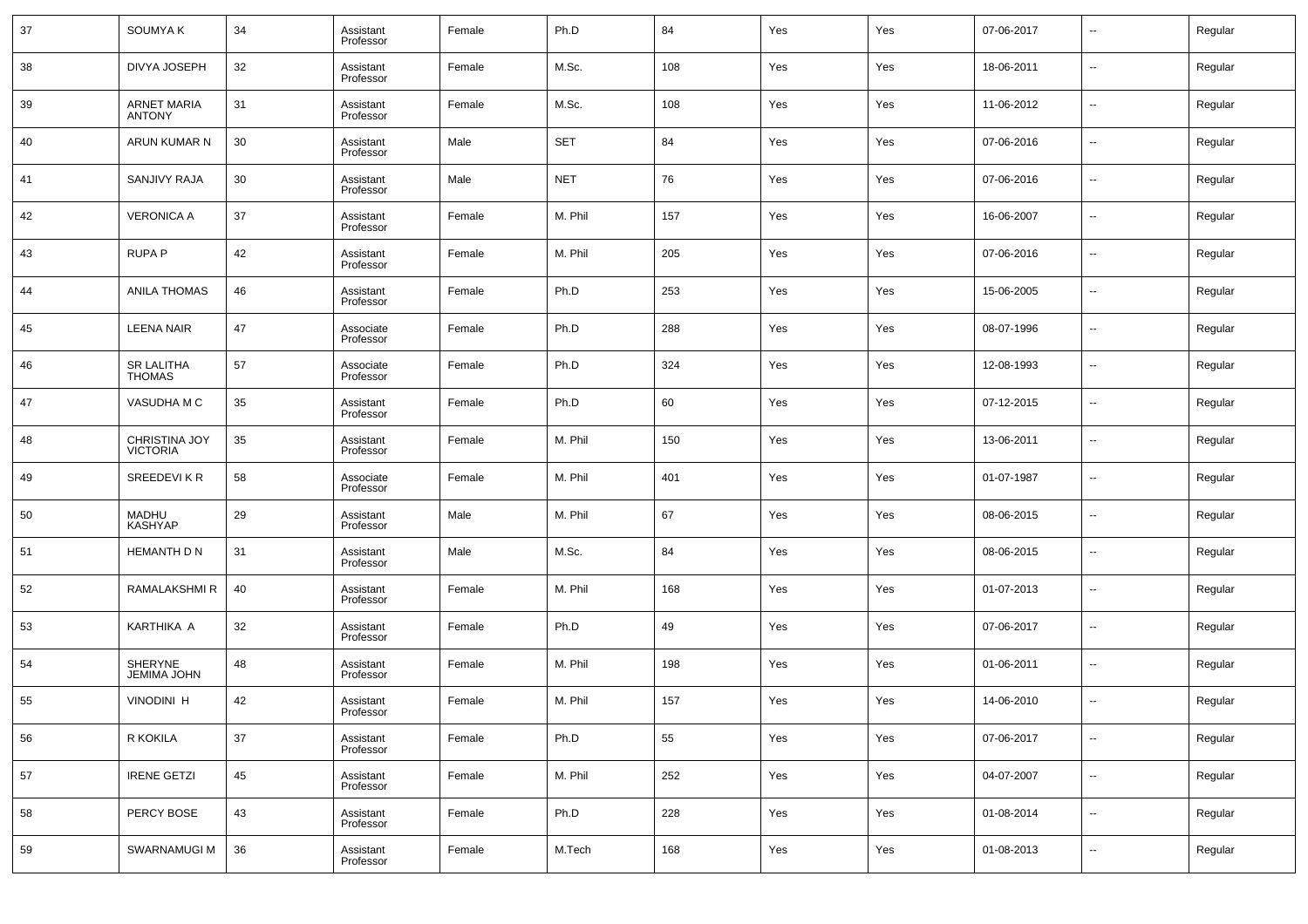| 37 | SOUMYA K | 34 | Assistant Professor | Female | Ph.D | 84 | Yes | Yes | 07-06-2017 | -- | Regular |
|---|---|---|---|---|---|---|---|---|---|---|---|
| 38 | DIVYA JOSEPH | 32 | Assistant Professor | Female | M.Sc. | 108 | Yes | Yes | 18-06-2011 | -- | Regular |
| 39 | ARNET MARIA ANTONY | 31 | Assistant Professor | Female | M.Sc. | 108 | Yes | Yes | 11-06-2012 | -- | Regular |
| 40 | ARUN KUMAR N | 30 | Assistant Professor | Male | SET | 84 | Yes | Yes | 07-06-2016 | -- | Regular |
| 41 | SANJIVY RAJA | 30 | Assistant Professor | Male | NET | 76 | Yes | Yes | 07-06-2016 | -- | Regular |
| 42 | VERONICA A | 37 | Assistant Professor | Female | M. Phil | 157 | Yes | Yes | 16-06-2007 | -- | Regular |
| 43 | RUPA P | 42 | Assistant Professor | Female | M. Phil | 205 | Yes | Yes | 07-06-2016 | -- | Regular |
| 44 | ANILA THOMAS | 46 | Assistant Professor | Female | Ph.D | 253 | Yes | Yes | 15-06-2005 | -- | Regular |
| 45 | LEENA NAIR | 47 | Associate Professor | Female | Ph.D | 288 | Yes | Yes | 08-07-1996 | -- | Regular |
| 46 | SR LALITHA THOMAS | 57 | Associate Professor | Female | Ph.D | 324 | Yes | Yes | 12-08-1993 | -- | Regular |
| 47 | VASUDHA M C | 35 | Assistant Professor | Female | Ph.D | 60 | Yes | Yes | 07-12-2015 | -- | Regular |
| 48 | CHRISTINA JOY VICTORIA | 35 | Assistant Professor | Female | M. Phil | 150 | Yes | Yes | 13-06-2011 | -- | Regular |
| 49 | SREEDEVI K R | 58 | Associate Professor | Female | M. Phil | 401 | Yes | Yes | 01-07-1987 | -- | Regular |
| 50 | MADHU KASHYAP | 29 | Assistant Professor | Male | M. Phil | 67 | Yes | Yes | 08-06-2015 | -- | Regular |
| 51 | HEMANTH D N | 31 | Assistant Professor | Male | M.Sc. | 84 | Yes | Yes | 08-06-2015 | -- | Regular |
| 52 | RAMALAKSHMI R | 40 | Assistant Professor | Female | M. Phil | 168 | Yes | Yes | 01-07-2013 | -- | Regular |
| 53 | KARTHIKA A | 32 | Assistant Professor | Female | Ph.D | 49 | Yes | Yes | 07-06-2017 | -- | Regular |
| 54 | SHERYNE JEMIMA JOHN | 48 | Assistant Professor | Female | M. Phil | 198 | Yes | Yes | 01-06-2011 | -- | Regular |
| 55 | VINODINI H | 42 | Assistant Professor | Female | M. Phil | 157 | Yes | Yes | 14-06-2010 | -- | Regular |
| 56 | R KOKILA | 37 | Assistant Professor | Female | Ph.D | 55 | Yes | Yes | 07-06-2017 | -- | Regular |
| 57 | IRENE GETZI | 45 | Assistant Professor | Female | M. Phil | 252 | Yes | Yes | 04-07-2007 | -- | Regular |
| 58 | PERCY BOSE | 43 | Assistant Professor | Female | Ph.D | 228 | Yes | Yes | 01-08-2014 | -- | Regular |
| 59 | SWARNAMUGI M | 36 | Assistant Professor | Female | M.Tech | 168 | Yes | Yes | 01-08-2013 | -- | Regular |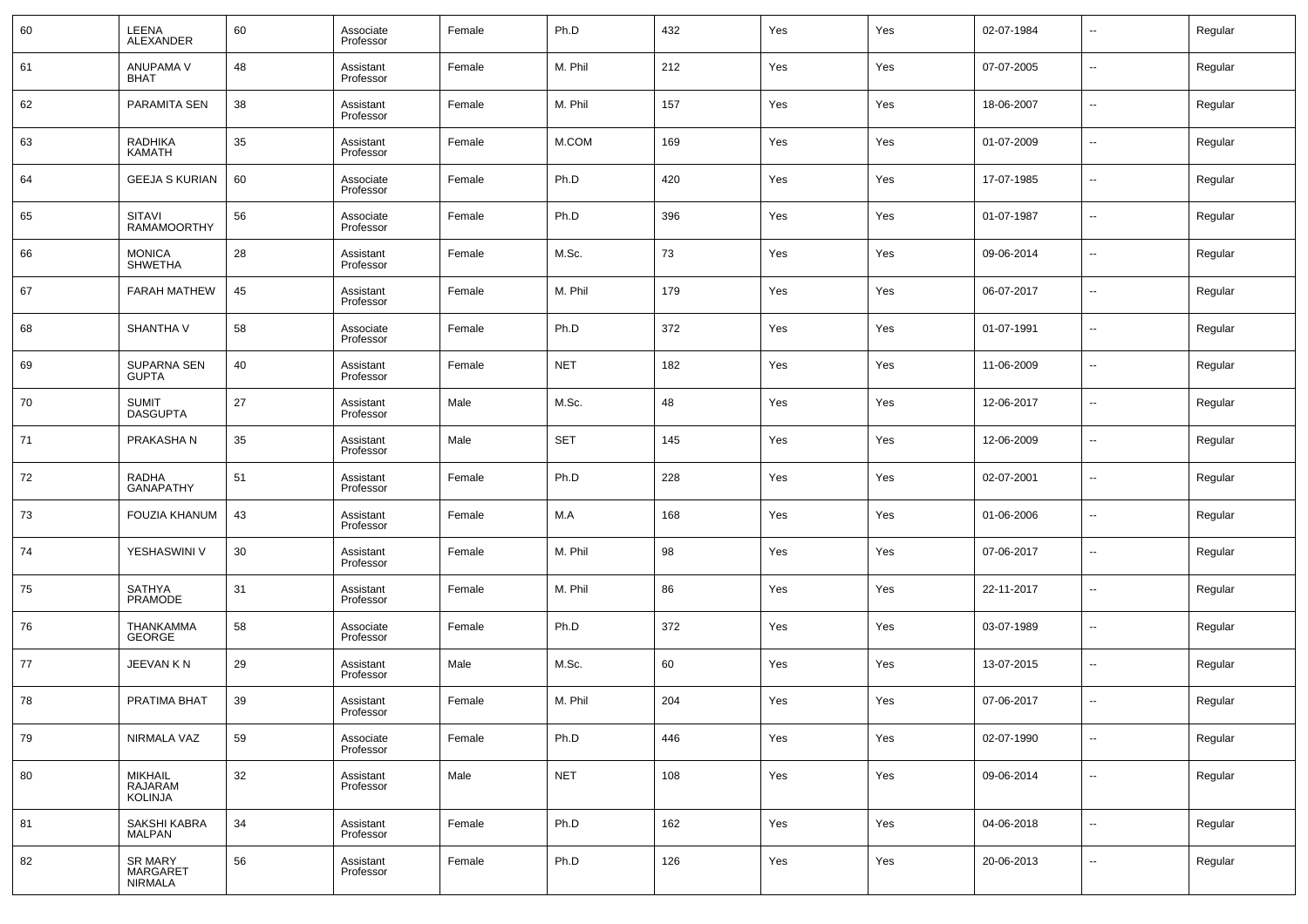| 60 | LEENA ALEXANDER | 60 | Associate Professor | Female | Ph.D | 432 | Yes | Yes | 02-07-1984 | -- | Regular |
|---|---|---|---|---|---|---|---|---|---|---|---|
| 61 | ANUPAMA V BHAT | 48 | Assistant Professor | Female | M. Phil | 212 | Yes | Yes | 07-07-2005 | -- | Regular |
| 62 | PARAMITA SEN | 38 | Assistant Professor | Female | M. Phil | 157 | Yes | Yes | 18-06-2007 | -- | Regular |
| 63 | RADHIKA KAMATH | 35 | Assistant Professor | Female | M.COM | 169 | Yes | Yes | 01-07-2009 | -- | Regular |
| 64 | GEEJA S KURIAN | 60 | Associate Professor | Female | Ph.D | 420 | Yes | Yes | 17-07-1985 | -- | Regular |
| 65 | SITAVI RAMAMOORTHY | 56 | Associate Professor | Female | Ph.D | 396 | Yes | Yes | 01-07-1987 | -- | Regular |
| 66 | MONICA SHWETHA | 28 | Assistant Professor | Female | M.Sc. | 73 | Yes | Yes | 09-06-2014 | -- | Regular |
| 67 | FARAH MATHEW | 45 | Assistant Professor | Female | M. Phil | 179 | Yes | Yes | 06-07-2017 | -- | Regular |
| 68 | SHANTHA V | 58 | Associate Professor | Female | Ph.D | 372 | Yes | Yes | 01-07-1991 | -- | Regular |
| 69 | SUPARNA SEN GUPTA | 40 | Assistant Professor | Female | NET | 182 | Yes | Yes | 11-06-2009 | -- | Regular |
| 70 | SUMIT DASGUPTA | 27 | Assistant Professor | Male | M.Sc. | 48 | Yes | Yes | 12-06-2017 | -- | Regular |
| 71 | PRAKASHA N | 35 | Assistant Professor | Male | SET | 145 | Yes | Yes | 12-06-2009 | -- | Regular |
| 72 | RADHA GANAPATHY | 51 | Assistant Professor | Female | Ph.D | 228 | Yes | Yes | 02-07-2001 | -- | Regular |
| 73 | FOUZIA KHANUM | 43 | Assistant Professor | Female | M.A | 168 | Yes | Yes | 01-06-2006 | -- | Regular |
| 74 | YESHASWINI V | 30 | Assistant Professor | Female | M. Phil | 98 | Yes | Yes | 07-06-2017 | -- | Regular |
| 75 | SATHYA PRAMODE | 31 | Assistant Professor | Female | M. Phil | 86 | Yes | Yes | 22-11-2017 | -- | Regular |
| 76 | THANKAMMA GEORGE | 58 | Associate Professor | Female | Ph.D | 372 | Yes | Yes | 03-07-1989 | -- | Regular |
| 77 | JEEVAN K N | 29 | Assistant Professor | Male | M.Sc. | 60 | Yes | Yes | 13-07-2015 | -- | Regular |
| 78 | PRATIMA BHAT | 39 | Assistant Professor | Female | M. Phil | 204 | Yes | Yes | 07-06-2017 | -- | Regular |
| 79 | NIRMALA VAZ | 59 | Associate Professor | Female | Ph.D | 446 | Yes | Yes | 02-07-1990 | -- | Regular |
| 80 | MIKHAIL RAJARAM KOLINJA | 32 | Assistant Professor | Male | NET | 108 | Yes | Yes | 09-06-2014 | -- | Regular |
| 81 | SAKSHI KABRA MALPAN | 34 | Assistant Professor | Female | Ph.D | 162 | Yes | Yes | 04-06-2018 | -- | Regular |
| 82 | SR MARY MARGARET NIRMALA | 56 | Assistant Professor | Female | Ph.D | 126 | Yes | Yes | 20-06-2013 | -- | Regular |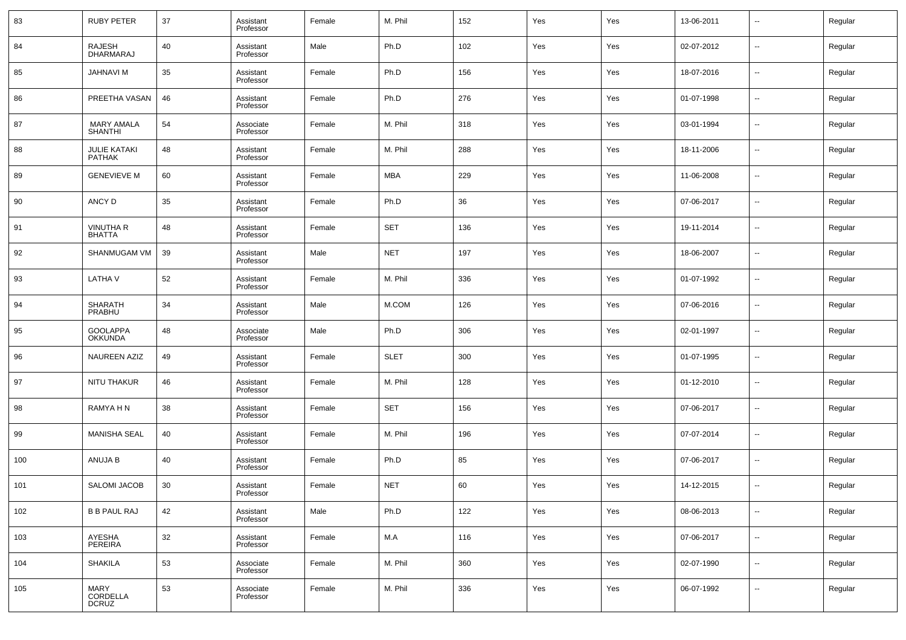| 83 | RUBY PETER | 37 | Assistant Professor | Female | M. Phil | 152 | Yes | Yes | 13-06-2011 | -- | Regular |
|---|---|---|---|---|---|---|---|---|---|---|---|
| 84 | RAJESH DHARMARAJ | 40 | Assistant Professor | Male | Ph.D | 102 | Yes | Yes | 02-07-2012 | -- | Regular |
| 85 | JAHNAVI M | 35 | Assistant Professor | Female | Ph.D | 156 | Yes | Yes | 18-07-2016 | -- | Regular |
| 86 | PREETHA VASAN | 46 | Assistant Professor | Female | Ph.D | 276 | Yes | Yes | 01-07-1998 | -- | Regular |
| 87 | MARY AMALA SHANTHI | 54 | Associate Professor | Female | M. Phil | 318 | Yes | Yes | 03-01-1994 | -- | Regular |
| 88 | JULIE KATAKI PATHAK | 48 | Assistant Professor | Female | M. Phil | 288 | Yes | Yes | 18-11-2006 | -- | Regular |
| 89 | GENEVIEVE M | 60 | Assistant Professor | Female | MBA | 229 | Yes | Yes | 11-06-2008 | -- | Regular |
| 90 | ANCY D | 35 | Assistant Professor | Female | Ph.D | 36 | Yes | Yes | 07-06-2017 | -- | Regular |
| 91 | VINUTHA R BHATTA | 48 | Assistant Professor | Female | SET | 136 | Yes | Yes | 19-11-2014 | -- | Regular |
| 92 | SHANMUGAM VM | 39 | Assistant Professor | Male | NET | 197 | Yes | Yes | 18-06-2007 | -- | Regular |
| 93 | LATHA V | 52 | Assistant Professor | Female | M. Phil | 336 | Yes | Yes | 01-07-1992 | -- | Regular |
| 94 | SHARATH PRABHU | 34 | Assistant Professor | Male | M.COM | 126 | Yes | Yes | 07-06-2016 | -- | Regular |
| 95 | GOOLAPPA OKKUNDA | 48 | Associate Professor | Male | Ph.D | 306 | Yes | Yes | 02-01-1997 | -- | Regular |
| 96 | NAUREEN AZIZ | 49 | Assistant Professor | Female | SLET | 300 | Yes | Yes | 01-07-1995 | -- | Regular |
| 97 | NITU THAKUR | 46 | Assistant Professor | Female | M. Phil | 128 | Yes | Yes | 01-12-2010 | -- | Regular |
| 98 | RAMYA H N | 38 | Assistant Professor | Female | SET | 156 | Yes | Yes | 07-06-2017 | -- | Regular |
| 99 | MANISHA SEAL | 40 | Assistant Professor | Female | M. Phil | 196 | Yes | Yes | 07-07-2014 | -- | Regular |
| 100 | ANUJA B | 40 | Assistant Professor | Female | Ph.D | 85 | Yes | Yes | 07-06-2017 | -- | Regular |
| 101 | SALOMI JACOB | 30 | Assistant Professor | Female | NET | 60 | Yes | Yes | 14-12-2015 | -- | Regular |
| 102 | B B PAUL RAJ | 42 | Assistant Professor | Male | Ph.D | 122 | Yes | Yes | 08-06-2013 | -- | Regular |
| 103 | AYESHA PEREIRA | 32 | Assistant Professor | Female | M.A | 116 | Yes | Yes | 07-06-2017 | -- | Regular |
| 104 | SHAKILA | 53 | Associate Professor | Female | M. Phil | 360 | Yes | Yes | 02-07-1990 | -- | Regular |
| 105 | MARY CORDELLA DCRUZ | 53 | Associate Professor | Female | M. Phil | 336 | Yes | Yes | 06-07-1992 | -- | Regular |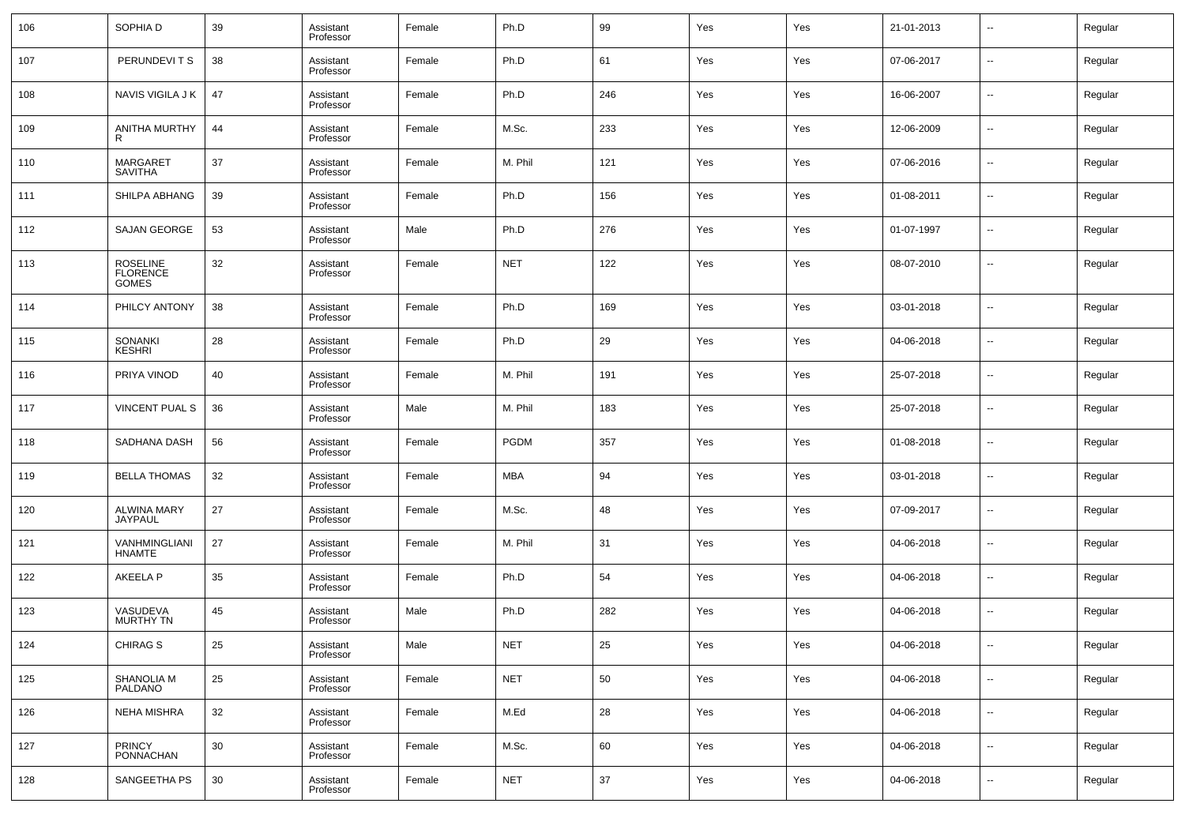| 106 | SOPHIA D | 39 | Assistant Professor | Female | Ph.D | 99 | Yes | Yes | 21-01-2013 | -- | Regular |
|---|---|---|---|---|---|---|---|---|---|---|---|
| 107 | PERUNDEVI T S | 38 | Assistant Professor | Female | Ph.D | 61 | Yes | Yes | 07-06-2017 | -- | Regular |
| 108 | NAVIS VIGILA J K | 47 | Assistant Professor | Female | Ph.D | 246 | Yes | Yes | 16-06-2007 | -- | Regular |
| 109 | ANITHA MURTHY R | 44 | Assistant Professor | Female | M.Sc. | 233 | Yes | Yes | 12-06-2009 | -- | Regular |
| 110 | MARGARET SAVITHA | 37 | Assistant Professor | Female | M. Phil | 121 | Yes | Yes | 07-06-2016 | -- | Regular |
| 111 | SHILPA ABHANG | 39 | Assistant Professor | Female | Ph.D | 156 | Yes | Yes | 01-08-2011 | -- | Regular |
| 112 | SAJAN GEORGE | 53 | Assistant Professor | Male | Ph.D | 276 | Yes | Yes | 01-07-1997 | -- | Regular |
| 113 | ROSELINE FLORENCE GOMES | 32 | Assistant Professor | Female | NET | 122 | Yes | Yes | 08-07-2010 | -- | Regular |
| 114 | PHILCY ANTONY | 38 | Assistant Professor | Female | Ph.D | 169 | Yes | Yes | 03-01-2018 | -- | Regular |
| 115 | SONANKI KESHRI | 28 | Assistant Professor | Female | Ph.D | 29 | Yes | Yes | 04-06-2018 | -- | Regular |
| 116 | PRIYA VINOD | 40 | Assistant Professor | Female | M. Phil | 191 | Yes | Yes | 25-07-2018 | -- | Regular |
| 117 | VINCENT PUAL S | 36 | Assistant Professor | Male | M. Phil | 183 | Yes | Yes | 25-07-2018 | -- | Regular |
| 118 | SADHANA DASH | 56 | Assistant Professor | Female | PGDM | 357 | Yes | Yes | 01-08-2018 | -- | Regular |
| 119 | BELLA THOMAS | 32 | Assistant Professor | Female | MBA | 94 | Yes | Yes | 03-01-2018 | -- | Regular |
| 120 | ALWINA MARY JAYPAUL | 27 | Assistant Professor | Female | M.Sc. | 48 | Yes | Yes | 07-09-2017 | -- | Regular |
| 121 | VANHMINGLIANI HNAMTE | 27 | Assistant Professor | Female | M. Phil | 31 | Yes | Yes | 04-06-2018 | -- | Regular |
| 122 | AKEELA P | 35 | Assistant Professor | Female | Ph.D | 54 | Yes | Yes | 04-06-2018 | -- | Regular |
| 123 | VASUDEVA MURTHY TN | 45 | Assistant Professor | Male | Ph.D | 282 | Yes | Yes | 04-06-2018 | -- | Regular |
| 124 | CHIRAG S | 25 | Assistant Professor | Male | NET | 25 | Yes | Yes | 04-06-2018 | -- | Regular |
| 125 | SHANOLIA M PALDANO | 25 | Assistant Professor | Female | NET | 50 | Yes | Yes | 04-06-2018 | -- | Regular |
| 126 | NEHA MISHRA | 32 | Assistant Professor | Female | M.Ed | 28 | Yes | Yes | 04-06-2018 | -- | Regular |
| 127 | PRINCY PONNACHAN | 30 | Assistant Professor | Female | M.Sc. | 60 | Yes | Yes | 04-06-2018 | -- | Regular |
| 128 | SANGEETHA PS | 30 | Assistant Professor | Female | NET | 37 | Yes | Yes | 04-06-2018 | -- | Regular |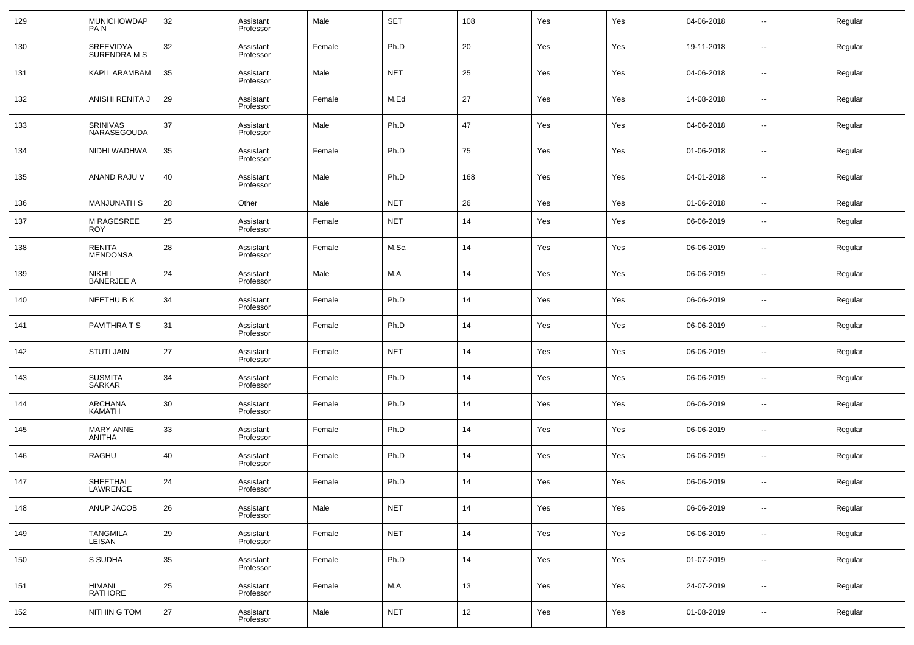| 129 | MUNICHOWDAPPA N | 32 | Assistant Professor | Male | SET | 108 | Yes | Yes | 04-06-2018 | -- | Regular |
|---|---|---|---|---|---|---|---|---|---|---|---|
| 130 | SREEVIDYA SURENDRA M S | 32 | Assistant Professor | Female | Ph.D | 20 | Yes | Yes | 19-11-2018 | -- | Regular |
| 131 | KAPIL ARAMBAM | 35 | Assistant Professor | Male | NET | 25 | Yes | Yes | 04-06-2018 | -- | Regular |
| 132 | ANISHI RENITA J | 29 | Assistant Professor | Female | M.Ed | 27 | Yes | Yes | 14-08-2018 | -- | Regular |
| 133 | SRINIVAS NARASEGOUDA | 37 | Assistant Professor | Male | Ph.D | 47 | Yes | Yes | 04-06-2018 | -- | Regular |
| 134 | NIDHI WADHWA | 35 | Assistant Professor | Female | Ph.D | 75 | Yes | Yes | 01-06-2018 | -- | Regular |
| 135 | ANAND RAJU V | 40 | Assistant Professor | Male | Ph.D | 168 | Yes | Yes | 04-01-2018 | -- | Regular |
| 136 | MANJUNATH S | 28 | Other | Male | NET | 26 | Yes | Yes | 01-06-2018 | -- | Regular |
| 137 | M RAGESREE ROY | 25 | Assistant Professor | Female | NET | 14 | Yes | Yes | 06-06-2019 | -- | Regular |
| 138 | RENITA MENDONSA | 28 | Assistant Professor | Female | M.Sc. | 14 | Yes | Yes | 06-06-2019 | -- | Regular |
| 139 | NIKHIL BANERJEE A | 24 | Assistant Professor | Male | M.A | 14 | Yes | Yes | 06-06-2019 | -- | Regular |
| 140 | NEETHU B K | 34 | Assistant Professor | Female | Ph.D | 14 | Yes | Yes | 06-06-2019 | -- | Regular |
| 141 | PAVITHRA T S | 31 | Assistant Professor | Female | Ph.D | 14 | Yes | Yes | 06-06-2019 | -- | Regular |
| 142 | STUTI JAIN | 27 | Assistant Professor | Female | NET | 14 | Yes | Yes | 06-06-2019 | -- | Regular |
| 143 | SUSMITA SARKAR | 34 | Assistant Professor | Female | Ph.D | 14 | Yes | Yes | 06-06-2019 | -- | Regular |
| 144 | ARCHANA KAMATH | 30 | Assistant Professor | Female | Ph.D | 14 | Yes | Yes | 06-06-2019 | -- | Regular |
| 145 | MARY ANNE ANITHA | 33 | Assistant Professor | Female | Ph.D | 14 | Yes | Yes | 06-06-2019 | -- | Regular |
| 146 | RAGHU | 40 | Assistant Professor | Female | Ph.D | 14 | Yes | Yes | 06-06-2019 | -- | Regular |
| 147 | SHEETHAL LAWRENCE | 24 | Assistant Professor | Female | Ph.D | 14 | Yes | Yes | 06-06-2019 | -- | Regular |
| 148 | ANUP JACOB | 26 | Assistant Professor | Male | NET | 14 | Yes | Yes | 06-06-2019 | -- | Regular |
| 149 | TANGMILA LEISAN | 29 | Assistant Professor | Female | NET | 14 | Yes | Yes | 06-06-2019 | -- | Regular |
| 150 | S SUDHA | 35 | Assistant Professor | Female | Ph.D | 14 | Yes | Yes | 01-07-2019 | -- | Regular |
| 151 | HIMANI RATHORE | 25 | Assistant Professor | Female | M.A | 13 | Yes | Yes | 24-07-2019 | -- | Regular |
| 152 | NITHIN G TOM | 27 | Assistant Professor | Male | NET | 12 | Yes | Yes | 01-08-2019 | -- | Regular |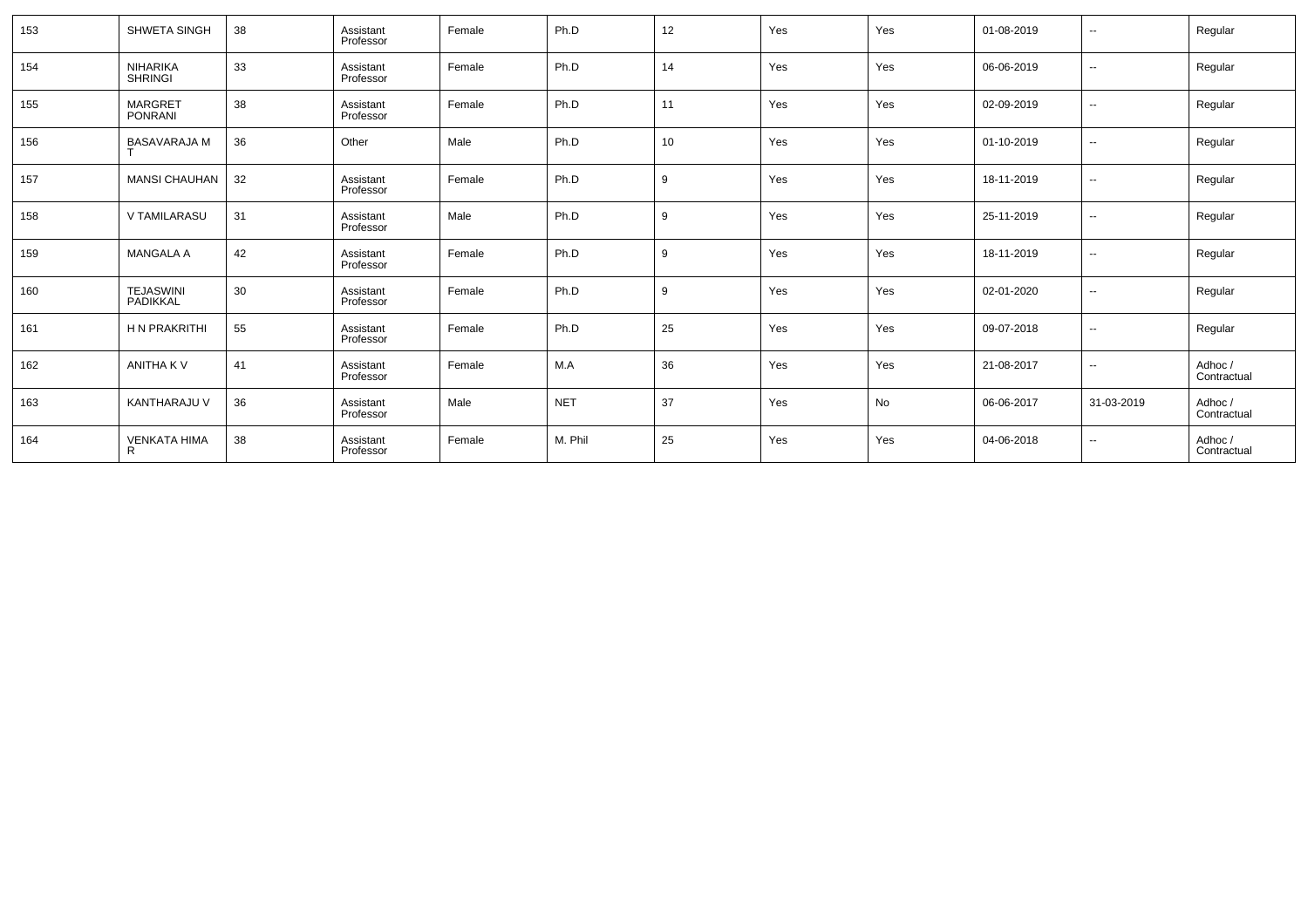| | | | | | | | | | | | |
|---|---|---|---|---|---|---|---|---|---|---|---|
| 153 | SHWETA SINGH | 38 | Assistant Professor | Female | Ph.D | 12 | Yes | Yes | 01-08-2019 | -- | Regular |
| 154 | NIHARIKA SHRINGI | 33 | Assistant Professor | Female | Ph.D | 14 | Yes | Yes | 06-06-2019 | -- | Regular |
| 155 | MARGRET PONRANI | 38 | Assistant Professor | Female | Ph.D | 11 | Yes | Yes | 02-09-2019 | -- | Regular |
| 156 | BASAVARAJA M T | 36 | Other | Male | Ph.D | 10 | Yes | Yes | 01-10-2019 | -- | Regular |
| 157 | MANSI CHAUHAN | 32 | Assistant Professor | Female | Ph.D | 9 | Yes | Yes | 18-11-2019 | -- | Regular |
| 158 | V TAMILARASU | 31 | Assistant Professor | Male | Ph.D | 9 | Yes | Yes | 25-11-2019 | -- | Regular |
| 159 | MANGALA A | 42 | Assistant Professor | Female | Ph.D | 9 | Yes | Yes | 18-11-2019 | -- | Regular |
| 160 | TEJASWINI PADIKKAL | 30 | Assistant Professor | Female | Ph.D | 9 | Yes | Yes | 02-01-2020 | -- | Regular |
| 161 | H N PRAKRITHI | 55 | Assistant Professor | Female | Ph.D | 25 | Yes | Yes | 09-07-2018 | -- | Regular |
| 162 | ANITHA K V | 41 | Assistant Professor | Female | M.A | 36 | Yes | Yes | 21-08-2017 | -- | Adhoc / Contractual |
| 163 | KANTHARAJU V | 36 | Assistant Professor | Male | NET | 37 | Yes | No | 06-06-2017 | 31-03-2019 | Adhoc / Contractual |
| 164 | VENKATA HIMA R | 38 | Assistant Professor | Female | M. Phil | 25 | Yes | Yes | 04-06-2018 | -- | Adhoc / Contractual |